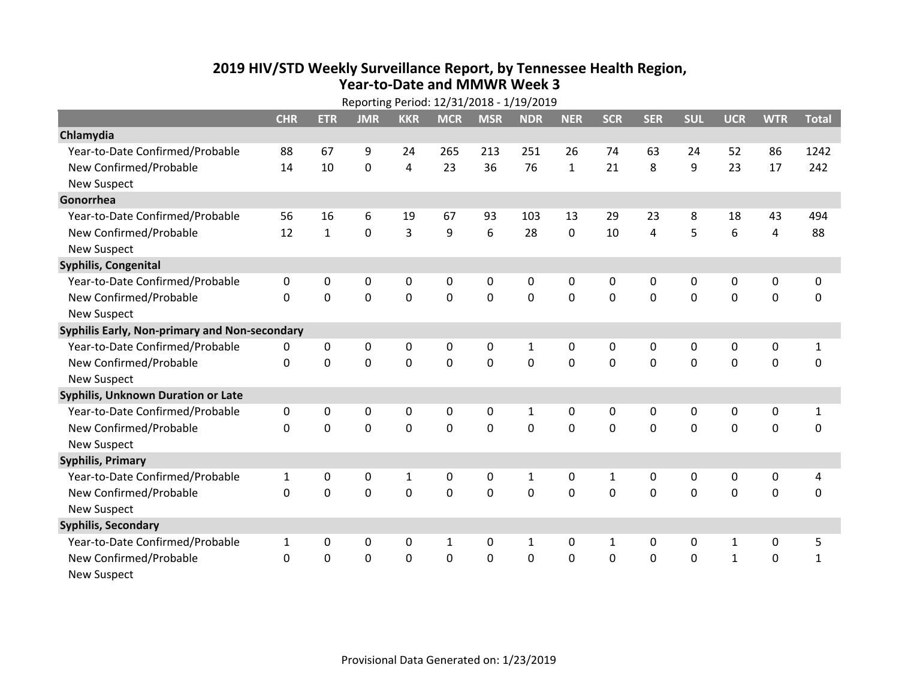# 2019 HIV/STD Weekly Surveillance Report, by Tennessee Health Region, Year-to-Date and MMWR Week 3

Reporting Period: 12/31/2018 - 1/19/2019

| | CHR | ETR | JMR | KKR | MCR | MSR | NDR | NER | SCR | SER | SUL | UCR | WTR | Total |
|---|---|---|---|---|---|---|---|---|---|---|---|---|---|---|
| **Chlamydia** | | | | | | | | | | | | | | |
| Year-to-Date Confirmed/Probable | 88 | 67 | 9 | 24 | 265 | 213 | 251 | 26 | 74 | 63 | 24 | 52 | 86 | 1242 |
| New Confirmed/Probable | 14 | 10 | 0 | 4 | 23 | 36 | 76 | 1 | 21 | 8 | 9 | 23 | 17 | 242 |
| New Suspect | | | | | | | | | | | | | | |
| **Gonorrhea** | | | | | | | | | | | | | | |
| Year-to-Date Confirmed/Probable | 56 | 16 | 6 | 19 | 67 | 93 | 103 | 13 | 29 | 23 | 8 | 18 | 43 | 494 |
| New Confirmed/Probable | 12 | 1 | 0 | 3 | 9 | 6 | 28 | 0 | 10 | 4 | 5 | 6 | 4 | 88 |
| New Suspect | | | | | | | | | | | | | | |
| **Syphilis, Congenital** | | | | | | | | | | | | | | |
| Year-to-Date Confirmed/Probable | 0 | 0 | 0 | 0 | 0 | 0 | 0 | 0 | 0 | 0 | 0 | 0 | 0 | 0 |
| New Confirmed/Probable | 0 | 0 | 0 | 0 | 0 | 0 | 0 | 0 | 0 | 0 | 0 | 0 | 0 | 0 |
| New Suspect | | | | | | | | | | | | | | |
| **Syphilis Early, Non-primary and Non-secondary** | | | | | | | | | | | | | | |
| Year-to-Date Confirmed/Probable | 0 | 0 | 0 | 0 | 0 | 0 | 1 | 0 | 0 | 0 | 0 | 0 | 0 | 1 |
| New Confirmed/Probable | 0 | 0 | 0 | 0 | 0 | 0 | 0 | 0 | 0 | 0 | 0 | 0 | 0 | 0 |
| New Suspect | | | | | | | | | | | | | | |
| **Syphilis, Unknown Duration or Late** | | | | | | | | | | | | | | |
| Year-to-Date Confirmed/Probable | 0 | 0 | 0 | 0 | 0 | 0 | 1 | 0 | 0 | 0 | 0 | 0 | 0 | 1 |
| New Confirmed/Probable | 0 | 0 | 0 | 0 | 0 | 0 | 0 | 0 | 0 | 0 | 0 | 0 | 0 | 0 |
| New Suspect | | | | | | | | | | | | | | |
| **Syphilis, Primary** | | | | | | | | | | | | | | |
| Year-to-Date Confirmed/Probable | 1 | 0 | 0 | 1 | 0 | 0 | 1 | 0 | 1 | 0 | 0 | 0 | 0 | 4 |
| New Confirmed/Probable | 0 | 0 | 0 | 0 | 0 | 0 | 0 | 0 | 0 | 0 | 0 | 0 | 0 | 0 |
| New Suspect | | | | | | | | | | | | | | |
| **Syphilis, Secondary** | | | | | | | | | | | | | | |
| Year-to-Date Confirmed/Probable | 1 | 0 | 0 | 0 | 1 | 0 | 1 | 0 | 1 | 0 | 0 | 1 | 0 | 5 |
| New Confirmed/Probable | 0 | 0 | 0 | 0 | 0 | 0 | 0 | 0 | 0 | 0 | 0 | 1 | 0 | 1 |
| New Suspect | | | | | | | | | | | | | | |

Provisional Data Generated on: 1/23/2019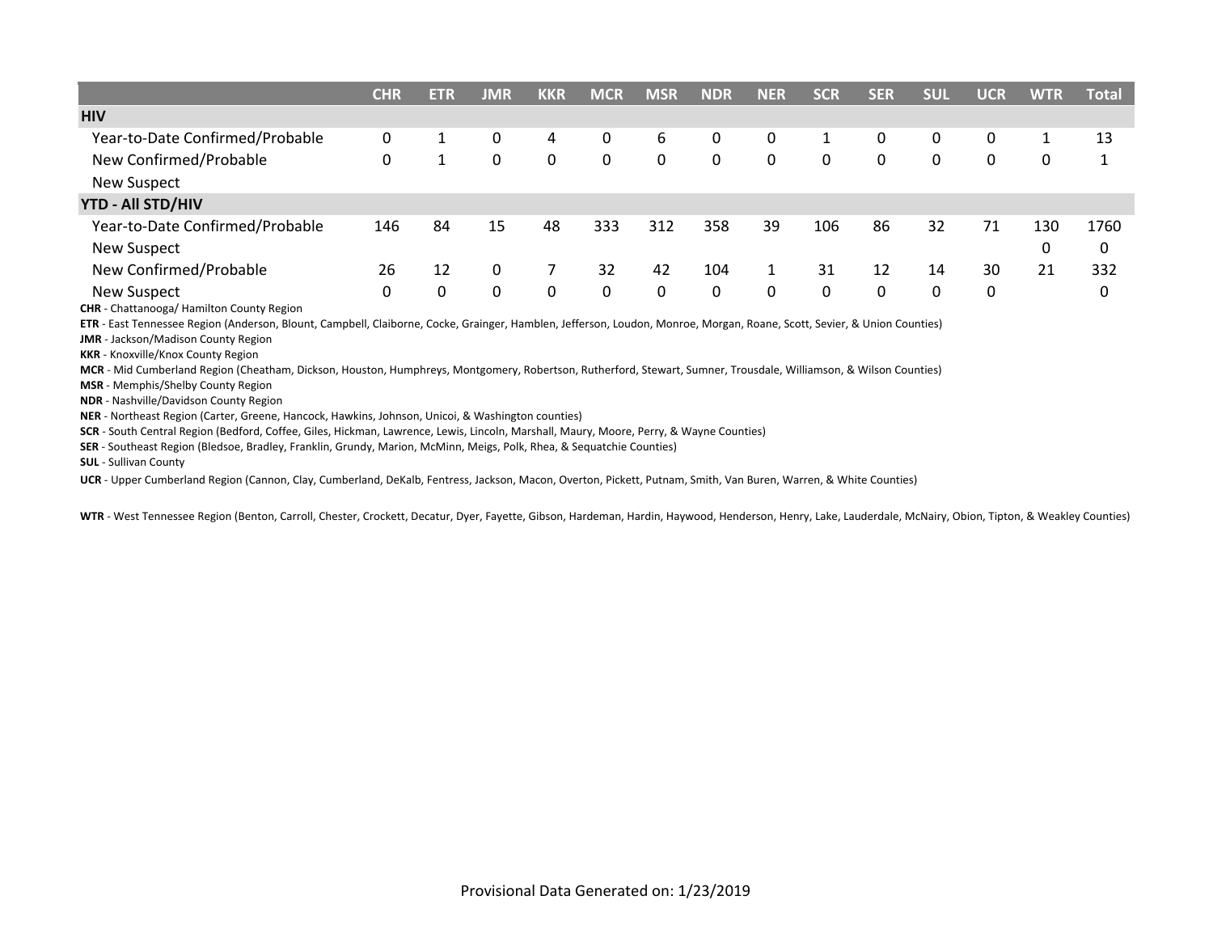| | CHR | ETR | JMR | KKR | MCR | MSR | NDR | NER | SCR | SER | SUL | UCR | WTR | Total |
|---|---|---|---|---|---|---|---|---|---|---|---|---|---|---|
| **HIV** | | | | | | | | | | | | | | |
| Year-to-Date Confirmed/Probable | 0 | 1 | 0 | 4 | 0 | 6 | 0 | 0 | 1 | 0 | 0 | 0 | 1 | 13 |
| New Confirmed/Probable | 0 | 1 | 0 | 0 | 0 | 0 | 0 | 0 | 0 | 0 | 0 | 0 | 0 | 1 |
| New Suspect | | | | | | | | | | | | | | |
| **YTD - All STD/HIV** | | | | | | | | | | | | | | |
| Year-to-Date Confirmed/Probable | 146 | 84 | 15 | 48 | 333 | 312 | 358 | 39 | 106 | 86 | 32 | 71 | 130 | 1760 |
| New Suspect | | | | | | | | | | | | | 0 | 0 |
| New Confirmed/Probable | 26 | 12 | 0 | 7 | 32 | 42 | 104 | 1 | 31 | 12 | 14 | 30 | 21 | 332 |
| New Suspect | 0 | 0 | 0 | 0 | 0 | 0 | 0 | 0 | 0 | 0 | 0 | 0 | | 0 |

**CHR** - Chattanooga/ Hamilton County Region

**ETR** - East Tennessee Region (Anderson, Blount, Campbell, Claiborne, Cocke, Grainger, Hamblen, Jefferson, Loudon, Monroe, Morgan, Roane, Scott, Sevier, & Union Counties)

**JMR** - Jackson/Madison County Region

**KKR** - Knoxville/Knox County Region

**MCR** - Mid Cumberland Region (Cheatham, Dickson, Houston, Humphreys, Montgomery, Robertson, Rutherford, Stewart, Sumner, Trousdale, Williamson, & Wilson Counties)

**MSR** - Memphis/Shelby County Region

**NDR** - Nashville/Davidson County Region

**NER** - Northeast Region (Carter, Greene, Hancock, Hawkins, Johnson, Unicoi, & Washington counties)

**SCR** - South Central Region (Bedford, Coffee, Giles, Hickman, Lawrence, Lewis, Lincoln, Marshall, Maury, Moore, Perry, & Wayne Counties)

**SER** - Southeast Region (Bledsoe, Bradley, Franklin, Grundy, Marion, McMinn, Meigs, Polk, Rhea, & Sequatchie Counties)

**SUL** - Sullivan County

**UCR** - Upper Cumberland Region (Cannon, Clay, Cumberland, DeKalb, Fentress, Jackson, Macon, Overton, Pickett, Putnam, Smith, Van Buren, Warren, & White Counties)

**WTR** - West Tennessee Region (Benton, Carroll, Chester, Crockett, Decatur, Dyer, Fayette, Gibson, Hardeman, Hardin, Haywood, Henderson, Henry, Lake, Lauderdale, McNairy, Obion, Tipton, & Weakley Counties)

Provisional Data Generated on: 1/23/2019